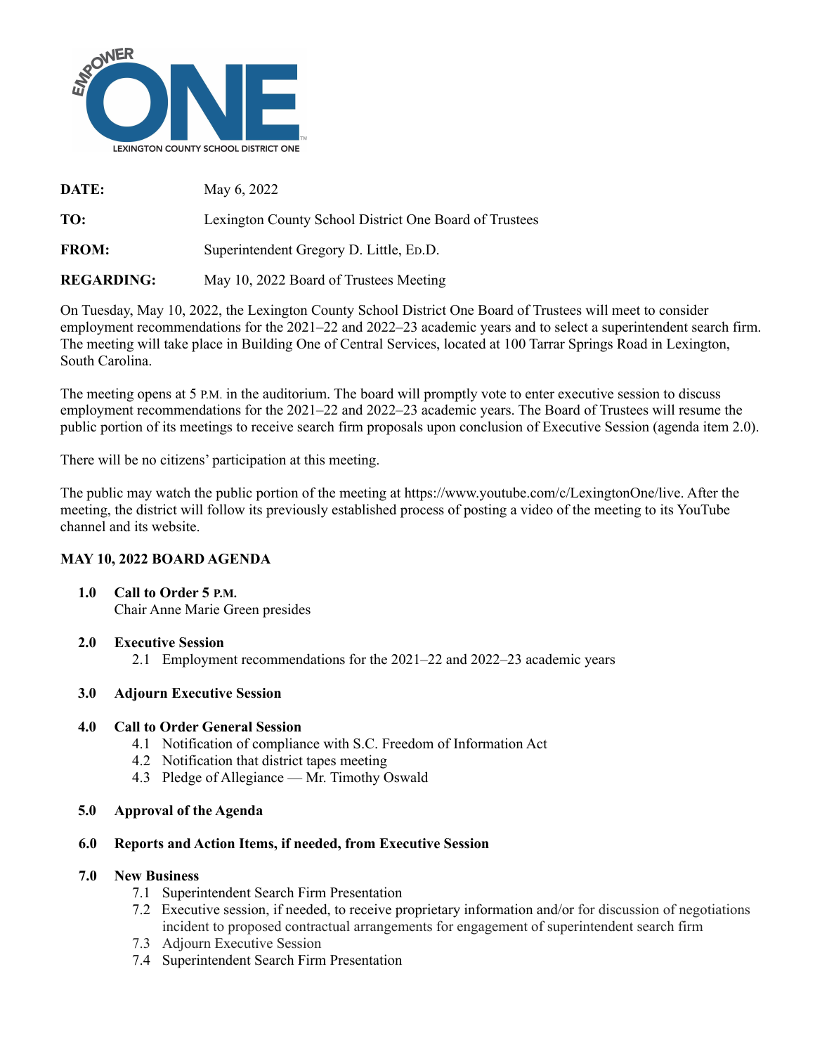**DATE:** May 6, 2022

**TO:** Lexington County School District One Board of Trustees

**FROM:** Superintendent Gregory D. Little, Ed.D.

**REGARDING:** May 10, 2022 Board of Trustees Meeting

On Tuesday, May 10, 2022, the Lexington County School District One Board of Trustees will meet to consider employment recommendations for the 2021–22 and 2022–23 academic years and to select a superintendent search firm. The meeting will take place in Building One of Central Services, located at 100 Tarrar Springs Road in Lexington, South Carolina.

The meeting opens at 5 P.M. in the auditorium. The board will promptly vote to enter executive session to discuss employment recommendations for the 2021–22 and 2022–23 academic years. The Board of Trustees will resume the public portion of its meetings to receive search firm proposals upon conclusion of Executive Session (agenda item 2.0).

There will be no citizens' participation at this meeting.

The public may watch the public portion of the meeting at https://www.youtube.com/c/LexingtonOne/live. After the meeting, the district will follow its previously established process of posting a video of the meeting to its YouTube channel and its website.

**MAY 10, 2022 BOARD AGENDA**

**1.0 Call to Order 5 P.M.**
Chair Anne Marie Green presides

**2.0 Executive Session**
- 2.1 Employment recommendations for the 2021–22 and 2022–23 academic years

**3.0 Adjourn Executive Session**

**4.0 Call to Order General Session**
- 4.1 Notification of compliance with S.C. Freedom of Information Act
- 4.2 Notification that district tapes meeting
- 4.3 Pledge of Allegiance — Mr. Timothy Oswald

**5.0 Approval of the Agenda**

**6.0 Reports and Action Items, if needed, from Executive Session**

**7.0 New Business**
- 7.1 Superintendent Search Firm Presentation
- 7.2 Executive session, if needed, to receive proprietary information and/or for discussion of negotiations incident to proposed contractual arrangements for engagement of superintendent search firm
- 7.3 Adjourn Executive Session
- 7.4 Superintendent Search Firm Presentation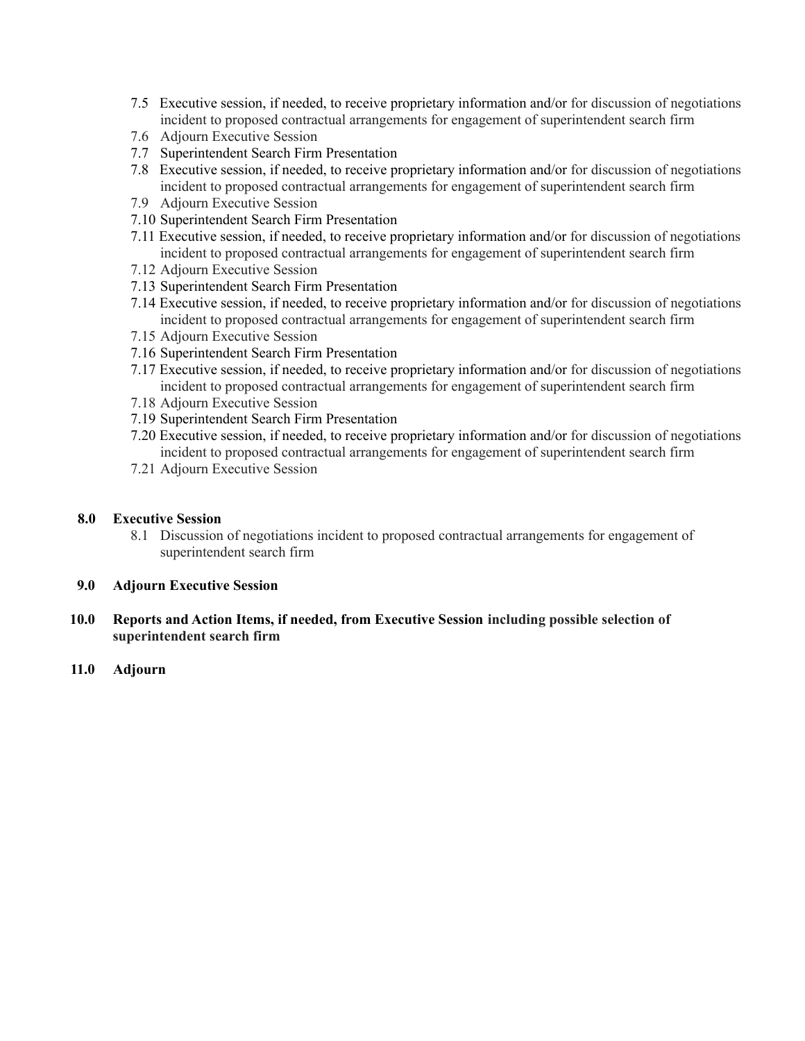7.5 Executive session, if needed, to receive proprietary information and/or for discussion of negotiations incident to proposed contractual arrangements for engagement of superintendent search firm

7.6 Adjourn Executive Session

7.7 Superintendent Search Firm Presentation

7.8 Executive session, if needed, to receive proprietary information and/or for discussion of negotiations incident to proposed contractual arrangements for engagement of superintendent search firm

7.9 Adjourn Executive Session

7.10 Superintendent Search Firm Presentation

7.11 Executive session, if needed, to receive proprietary information and/or for discussion of negotiations incident to proposed contractual arrangements for engagement of superintendent search firm

7.12 Adjourn Executive Session

7.13 Superintendent Search Firm Presentation

7.14 Executive session, if needed, to receive proprietary information and/or for discussion of negotiations incident to proposed contractual arrangements for engagement of superintendent search firm

7.15 Adjourn Executive Session

7.16 Superintendent Search Firm Presentation

7.17 Executive session, if needed, to receive proprietary information and/or for discussion of negotiations incident to proposed contractual arrangements for engagement of superintendent search firm

7.18 Adjourn Executive Session

7.19 Superintendent Search Firm Presentation

7.20 Executive session, if needed, to receive proprietary information and/or for discussion of negotiations incident to proposed contractual arrangements for engagement of superintendent search firm

7.21 Adjourn Executive Session

**8.0 Executive Session**

8.1 Discussion of negotiations incident to proposed contractual arrangements for engagement of superintendent search firm

**9.0 Adjourn Executive Session**

**10.0 Reports and Action Items, if needed, from Executive Session including possible selection of superintendent search firm**

**11.0 Adjourn**